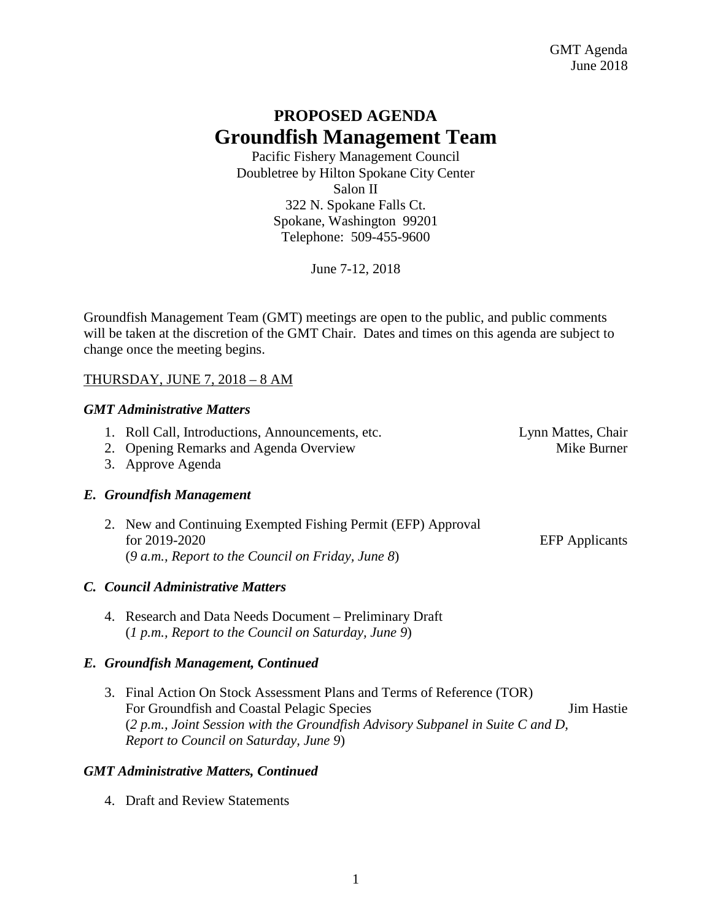# PROPOSED AGENDA
# Groundfish Management Team

Pacific Fishery Management Council
Doubletree by Hilton Spokane City Center
Salon II
322 N. Spokane Falls Ct.
Spokane, Washington 99201
Telephone: 509-455-9600

June 7-12, 2018

Groundfish Management Team (GMT) meetings are open to the public, and public comments will be taken at the discretion of the GMT Chair. Dates and times on this agenda are subject to change once the meeting begins.

THURSDAY, JUNE 7, 2018 – 8 AM

***GMT Administrative Matters***

1. Roll Call, Introductions, Announcements, etc. — Lynn Mattes, Chair
2. Opening Remarks and Agenda Overview — Mike Burner
3. Approve Agenda

***E. Groundfish Management***

2. New and Continuing Exempted Fishing Permit (EFP) Approval for 2019-2020 — EFP Applicants
   (*9 a.m., Report to the Council on Friday, June 8*)

***C. Council Administrative Matters***

4. Research and Data Needs Document – Preliminary Draft
   (*1 p.m., Report to the Council on Saturday, June 9*)

***E. Groundfish Management, Continued***

3. Final Action On Stock Assessment Plans and Terms of Reference (TOR) For Groundfish and Coastal Pelagic Species — Jim Hastie
   (*2 p.m., Joint Session with the Groundfish Advisory Subpanel in Suite C and D, Report to Council on Saturday, June 9*)

***GMT Administrative Matters, Continued***

4. Draft and Review Statements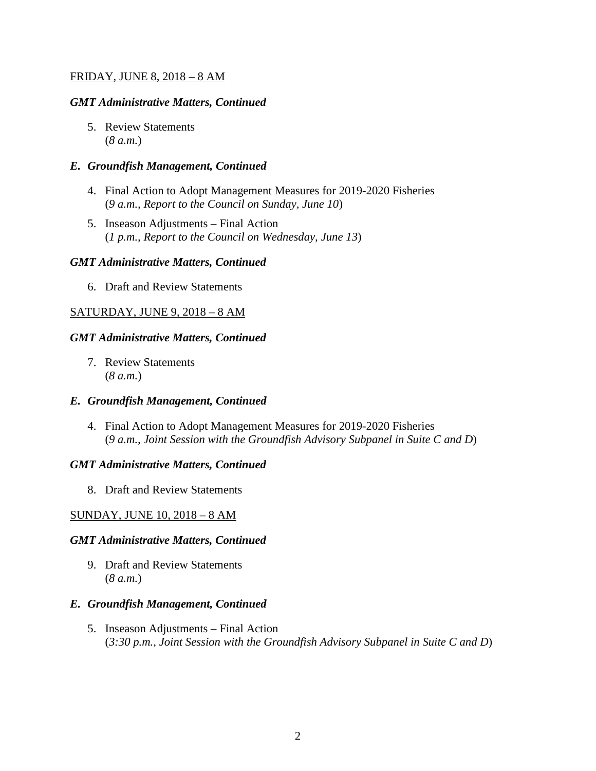<u>FRIDAY, JUNE 8, 2018 – 8 AM</u>

***GMT Administrative Matters, Continued***

5. Review Statements
   (*8 a.m.*)

***E. Groundfish Management, Continued***

4. Final Action to Adopt Management Measures for 2019-2020 Fisheries
   (*9 a.m., Report to the Council on Sunday, June 10*)

5. Inseason Adjustments – Final Action
   (*1 p.m., Report to the Council on Wednesday, June 13*)

***GMT Administrative Matters, Continued***

6. Draft and Review Statements

<u>SATURDAY, JUNE 9, 2018 – 8 AM</u>

***GMT Administrative Matters, Continued***

7. Review Statements
   (*8 a.m.*)

***E. Groundfish Management, Continued***

4. Final Action to Adopt Management Measures for 2019-2020 Fisheries
   (*9 a.m., Joint Session with the Groundfish Advisory Subpanel in Suite C and D*)

***GMT Administrative Matters, Continued***

8. Draft and Review Statements

<u>SUNDAY, JUNE 10, 2018 – 8 AM</u>

***GMT Administrative Matters, Continued***

9. Draft and Review Statements
   (*8 a.m.*)

***E. Groundfish Management, Continued***

5. Inseason Adjustments – Final Action
   (*3:30 p.m., Joint Session with the Groundfish Advisory Subpanel in Suite C and D*)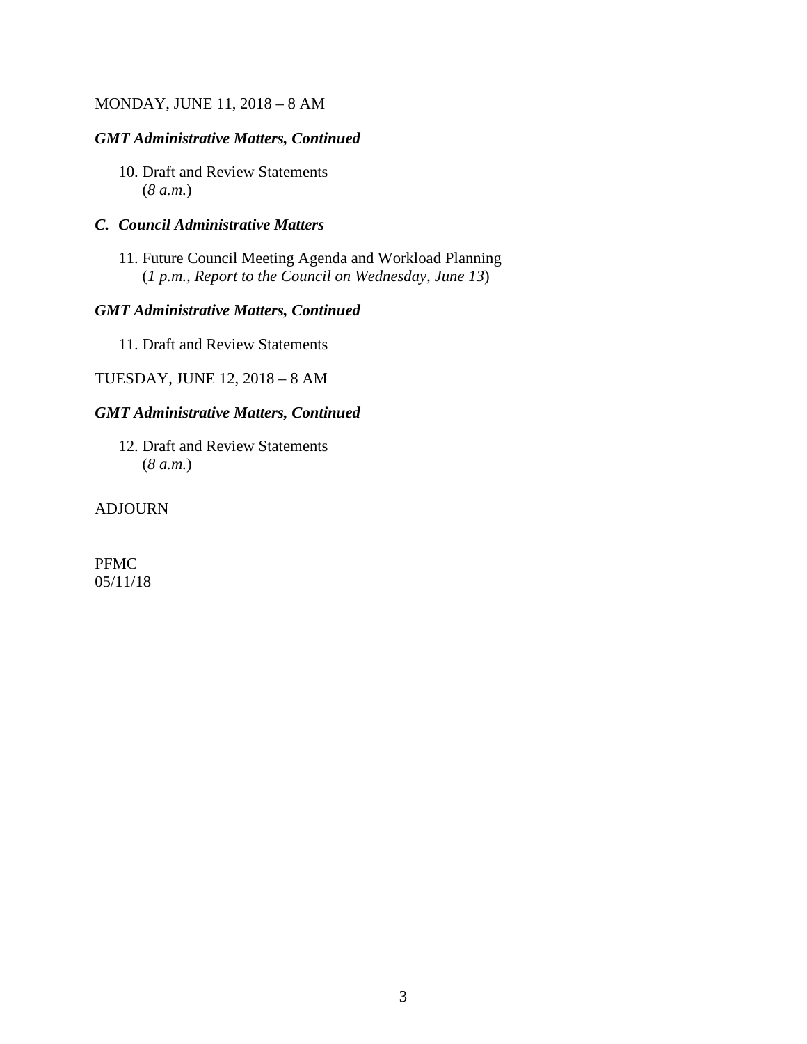<u>MONDAY, JUNE 11, 2018 – 8 AM</u>

***GMT Administrative Matters, Continued***

10. Draft and Review Statements
    (*8 a.m.*)

***C. Council Administrative Matters***

11. Future Council Meeting Agenda and Workload Planning
    (*1 p.m., Report to the Council on Wednesday, June 13*)

***GMT Administrative Matters, Continued***

11. Draft and Review Statements

<u>TUESDAY, JUNE 12, 2018 – 8 AM</u>

***GMT Administrative Matters, Continued***

12. Draft and Review Statements
    (*8 a.m.*)

ADJOURN

PFMC
05/11/18